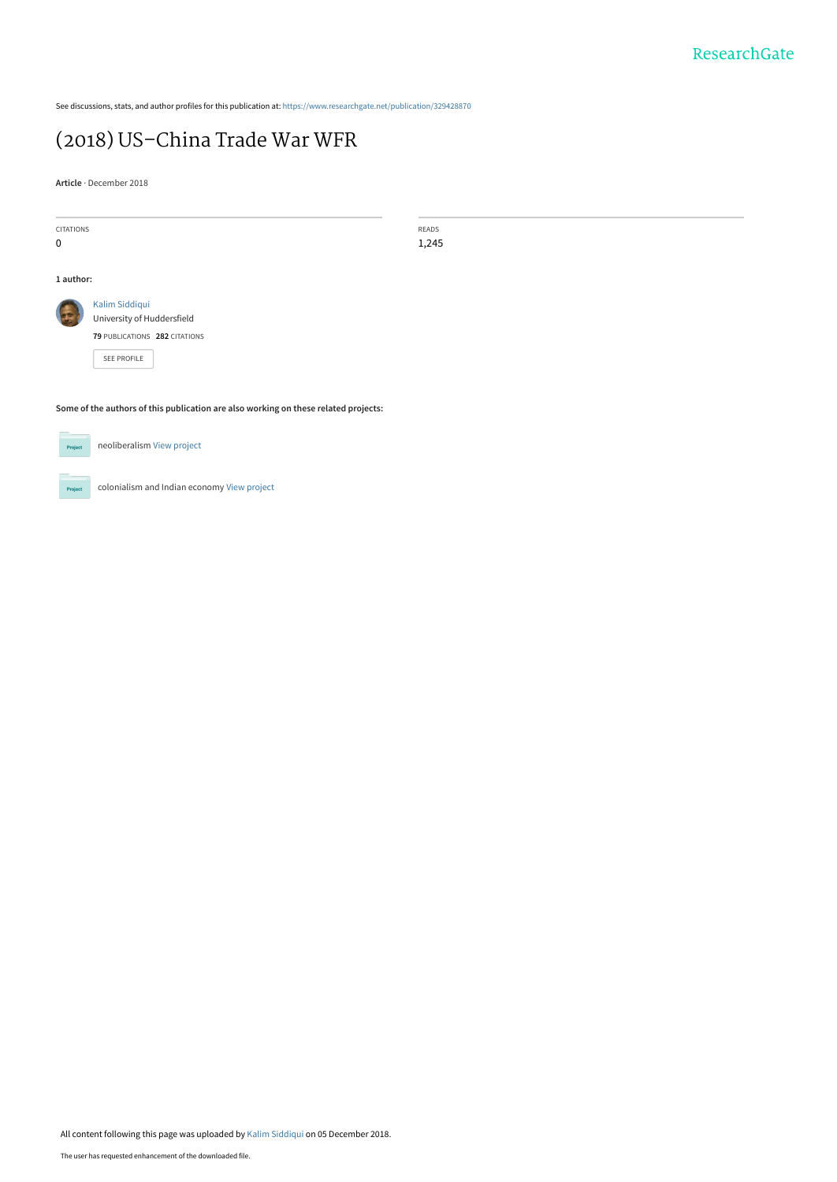See discussions, stats, and author profiles for this publication at: https://www.researchgate.net/publication/329428870

# (2018) US–China Trade War WFR

**Article** · December 2018

| CITATIONS | READS |
|---|---|
| 0 | 1,245 |

**1 author:**

Kalim Siddiqui
University of Huddersfield
**79** PUBLICATIONS **282** CITATIONS

SEE PROFILE

**Some of the authors of this publication are also working on these related projects:**

neoliberalism View project

colonialism and Indian economy View project

All content following this page was uploaded by Kalim Siddiqui on 05 December 2018.

The user has requested enhancement of the downloaded file.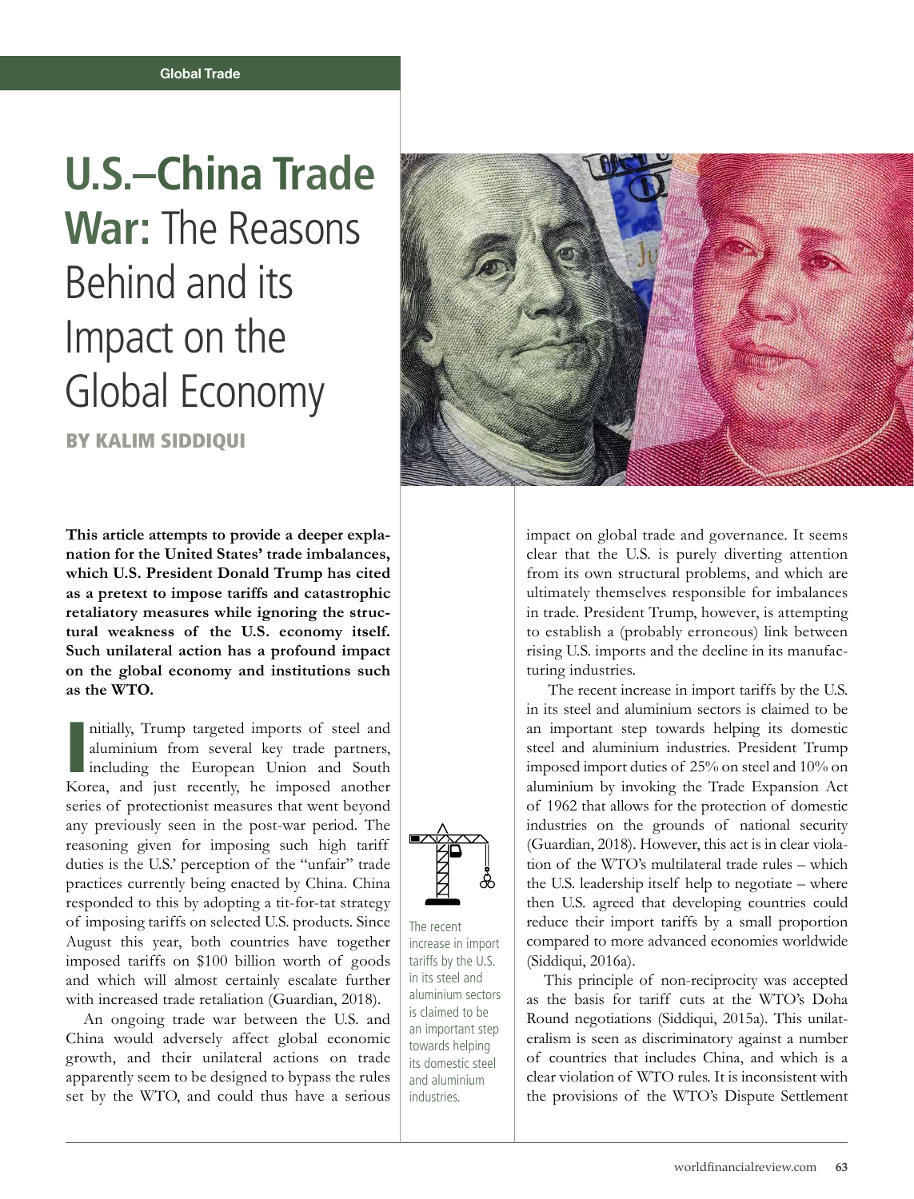Global Trade

# U.S.–China Trade War: The Reasons Behind and its Impact on the Global Economy

**BY KALIM SIDDIQUI**

**This article attempts to provide a deeper explanation for the United States' trade imbalances, which U.S. President Donald Trump has cited as a pretext to impose tariffs and catastrophic retaliatory measures while ignoring the structural weakness of the U.S. economy itself. Such unilateral action has a profound impact on the global economy and institutions such as the WTO.**

Initially, Trump targeted imports of steel and aluminium from several key trade partners, including the European Union and South Korea, and just recently, he imposed another series of protectionist measures that went beyond any previously seen in the post-war period. The reasoning given for imposing such high tariff duties is the U.S.' perception of the "unfair" trade practices currently being enacted by China. China responded to this by adopting a tit-for-tat strategy of imposing tariffs on selected U.S. products. Since August this year, both countries have together imposed tariffs on $100 billion worth of goods and which will almost certainly escalate further with increased trade retaliation (Guardian, 2018).

An ongoing trade war between the U.S. and China would adversely affect global economic growth, and their unilateral actions on trade apparently seem to be designed to bypass the rules set by the WTO, and could thus have a serious impact on global trade and governance. It seems clear that the U.S. is purely diverting attention from its own structural problems, and which are ultimately themselves responsible for imbalances in trade. President Trump, however, is attempting to establish a (probably erroneous) link between rising U.S. imports and the decline in its manufacturing industries.

The recent increase in import tariffs by the U.S. in its steel and aluminium sectors is claimed to be an important step towards helping its domestic steel and aluminium industries. President Trump imposed import duties of 25% on steel and 10% on aluminium by invoking the Trade Expansion Act of 1962 that allows for the protection of domestic industries on the grounds of national security (Guardian, 2018). However, this act is in clear violation of the WTO's multilateral trade rules – which the U.S. leadership itself help to negotiate – where then U.S. agreed that developing countries could reduce their import tariffs by a small proportion compared to more advanced economies worldwide (Siddiqui, 2016a).

> The recent increase in import tariffs by the U.S. in its steel and aluminium sectors is claimed to be an important step towards helping its domestic steel and aluminium industries.

This principle of non-reciprocity was accepted as the basis for tariff cuts at the WTO's Doha Round negotiations (Siddiqui, 2015a). This unilateralism is seen as discriminatory against a number of countries that includes China, and which is a clear violation of WTO rules. It is inconsistent with the provisions of the WTO's Dispute Settlement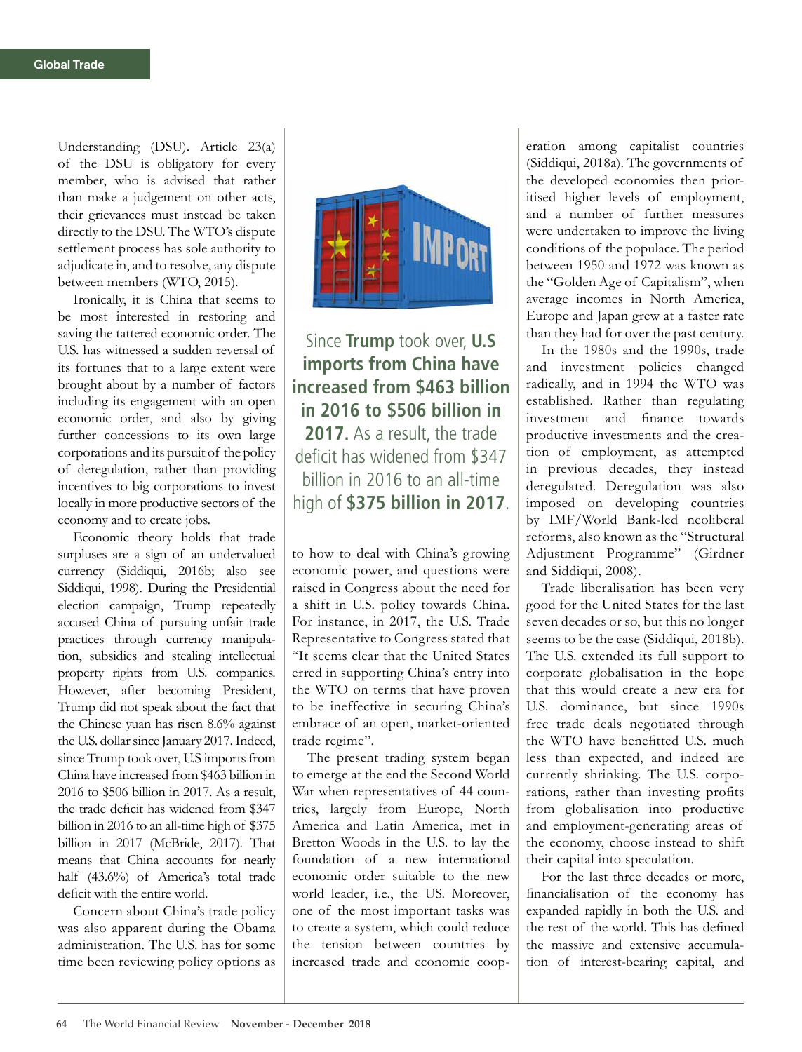Understanding (DSU). Article 23(a) of the DSU is obligatory for every member, who is advised that rather than make a judgement on other acts, their grievances must instead be taken directly to the DSU. The WTO's dispute settlement process has sole authority to adjudicate in, and to resolve, any dispute between members (WTO, 2015).

Ironically, it is China that seems to be most interested in restoring and saving the tattered economic order. The U.S. has witnessed a sudden reversal of its fortunes that to a large extent were brought about by a number of factors including its engagement with an open economic order, and also by giving further concessions to its own large corporations and its pursuit of the policy of deregulation, rather than providing incentives to big corporations to invest locally in more productive sectors of the economy and to create jobs.

Economic theory holds that trade surpluses are a sign of an undervalued currency (Siddiqui, 2016b; also see Siddiqui, 1998). During the Presidential election campaign, Trump repeatedly accused China of pursuing unfair trade practices through currency manipulation, subsidies and stealing intellectual property rights from U.S. companies. However, after becoming President, Trump did not speak about the fact that the Chinese yuan has risen 8.6% against the U.S. dollar since January 2017. Indeed, since Trump took over, U.S imports from China have increased from $463 billion in 2016 to $506 billion in 2017. As a result, the trade deficit has widened from $347 billion in 2016 to an all-time high of $375 billion in 2017 (McBride, 2017). That means that China accounts for nearly half (43.6%) of America's total trade deficit with the entire world.

Concern about China's trade policy was also apparent during the Obama administration. The U.S. has for some time been reviewing policy options as to how to deal with China's growing economic power, and questions were raised in Congress about the need for a shift in U.S. policy towards China. For instance, in 2017, the U.S. Trade Representative to Congress stated that "It seems clear that the United States erred in supporting China's entry into the WTO on terms that have proven to be ineffective in securing China's embrace of an open, market-oriented trade regime".

> Since **Trump** took over, **U.S imports from China have increased from $463 billion in 2016 to $506 billion in 2017.** As a result, the trade deficit has widened from $347 billion in 2016 to an all-time high of **$375 billion in 2017**.

The present trading system began to emerge at the end the Second World War when representatives of 44 countries, largely from Europe, North America and Latin America, met in Bretton Woods in the U.S. to lay the foundation of a new international economic order suitable to the new world leader, i.e., the US. Moreover, one of the most important tasks was to create a system, which could reduce the tension between countries by increased trade and economic cooperation among capitalist countries (Siddiqui, 2018a). The governments of the developed economies then prioritised higher levels of employment, and a number of further measures were undertaken to improve the living conditions of the populace. The period between 1950 and 1972 was known as the "Golden Age of Capitalism", when average incomes in North America, Europe and Japan grew at a faster rate than they had for over the past century.

In the 1980s and the 1990s, trade and investment policies changed radically, and in 1994 the WTO was established. Rather than regulating investment and finance towards productive investments and the creation of employment, as attempted in previous decades, they instead deregulated. Deregulation was also imposed on developing countries by IMF/World Bank-led neoliberal reforms, also known as the "Structural Adjustment Programme" (Girdner and Siddiqui, 2008).

Trade liberalisation has been very good for the United States for the last seven decades or so, but this no longer seems to be the case (Siddiqui, 2018b). The U.S. extended its full support to corporate globalisation in the hope that this would create a new era for U.S. dominance, but since 1990s free trade deals negotiated through the WTO have benefitted U.S. much less than expected, and indeed are currently shrinking. The U.S. corporations, rather than investing profits from globalisation into productive and employment-generating areas of the economy, choose instead to shift their capital into speculation.

For the last three decades or more, financialisation of the economy has expanded rapidly in both the U.S. and the rest of the world. This has defined the massive and extensive accumulation of interest-bearing capital, and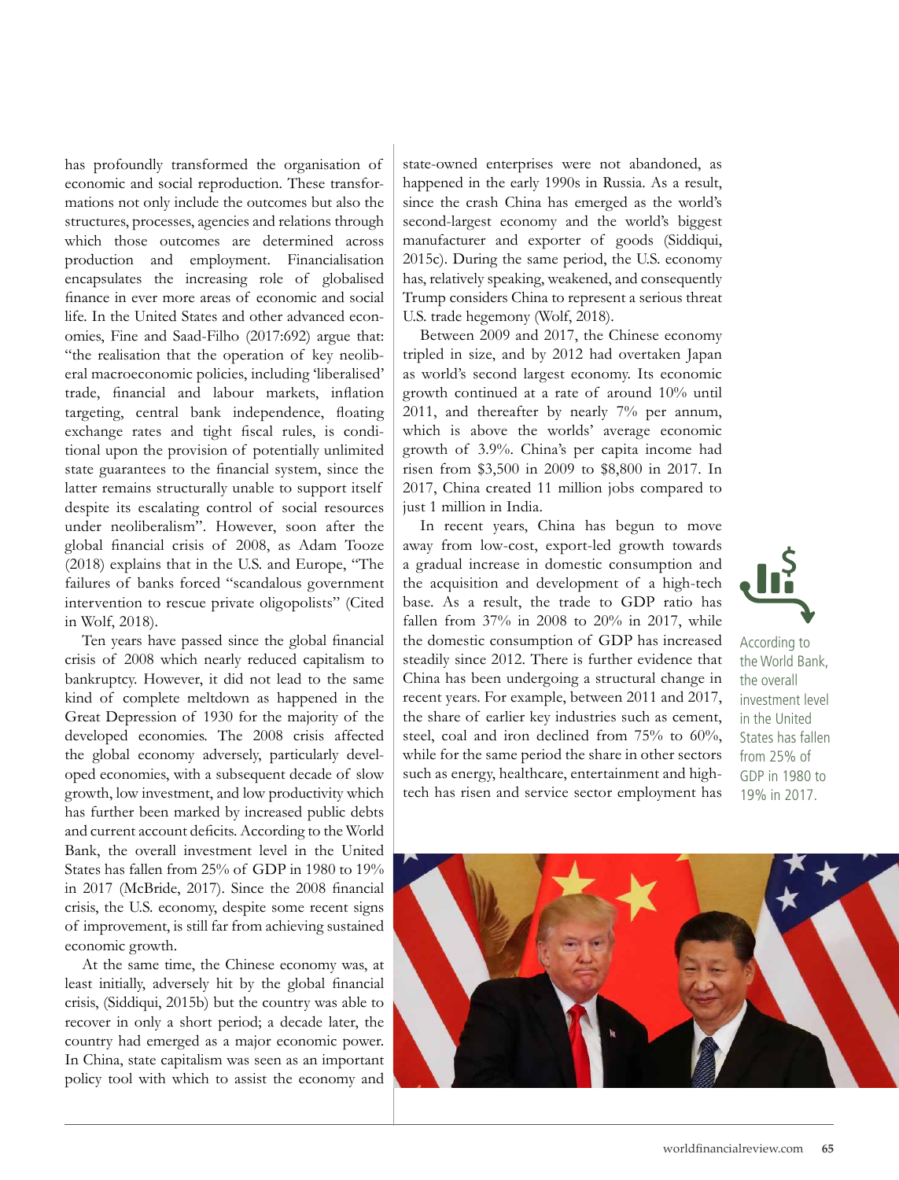has profoundly transformed the organisation of economic and social reproduction. These transformations not only include the outcomes but also the structures, processes, agencies and relations through which those outcomes are determined across production and employment. Financialisation encapsulates the increasing role of globalised finance in ever more areas of economic and social life. In the United States and other advanced economies, Fine and Saad-Filho (2017:692) argue that: "the realisation that the operation of key neoliberal macroeconomic policies, including 'liberalised' trade, financial and labour markets, inflation targeting, central bank independence, floating exchange rates and tight fiscal rules, is conditional upon the provision of potentially unlimited state guarantees to the financial system, since the latter remains structurally unable to support itself despite its escalating control of social resources under neoliberalism". However, soon after the global financial crisis of 2008, as Adam Tooze (2018) explains that in the U.S. and Europe, "The failures of banks forced "scandalous government intervention to rescue private oligopolists" (Cited in Wolf, 2018).

Ten years have passed since the global financial crisis of 2008 which nearly reduced capitalism to bankruptcy. However, it did not lead to the same kind of complete meltdown as happened in the Great Depression of 1930 for the majority of the developed economies. The 2008 crisis affected the global economy adversely, particularly developed economies, with a subsequent decade of slow growth, low investment, and low productivity which has further been marked by increased public debts and current account deficits. According to the World Bank, the overall investment level in the United States has fallen from 25% of GDP in 1980 to 19% in 2017 (McBride, 2017). Since the 2008 financial crisis, the U.S. economy, despite some recent signs of improvement, is still far from achieving sustained economic growth.

At the same time, the Chinese economy was, at least initially, adversely hit by the global financial crisis, (Siddiqui, 2015b) but the country was able to recover in only a short period; a decade later, the country had emerged as a major economic power. In China, state capitalism was seen as an important policy tool with which to assist the economy and state-owned enterprises were not abandoned, as happened in the early 1990s in Russia. As a result, since the crash China has emerged as the world's second-largest economy and the world's biggest manufacturer and exporter of goods (Siddiqui, 2015c). During the same period, the U.S. economy has, relatively speaking, weakened, and consequently Trump considers China to represent a serious threat U.S. trade hegemony (Wolf, 2018).

Between 2009 and 2017, the Chinese economy tripled in size, and by 2012 had overtaken Japan as world's second largest economy. Its economic growth continued at a rate of around 10% until 2011, and thereafter by nearly 7% per annum, which is above the worlds' average economic growth of 3.9%. China's per capita income had risen from $3,500 in 2009 to $8,800 in 2017. In 2017, China created 11 million jobs compared to just 1 million in India.

In recent years, China has begun to move away from low-cost, export-led growth towards a gradual increase in domestic consumption and the acquisition and development of a high-tech base. As a result, the trade to GDP ratio has fallen from 37% in 2008 to 20% in 2017, while the domestic consumption of GDP has increased steadily since 2012. There is further evidence that China has been undergoing a structural change in recent years. For example, between 2011 and 2017, the share of earlier key industries such as cement, steel, coal and iron declined from 75% to 60%, while for the same period the share in other sectors such as energy, healthcare, entertainment and high-tech has risen and service sector employment has

According to the World Bank, the overall investment level in the United States has fallen from 25% of GDP in 1980 to 19% in 2017.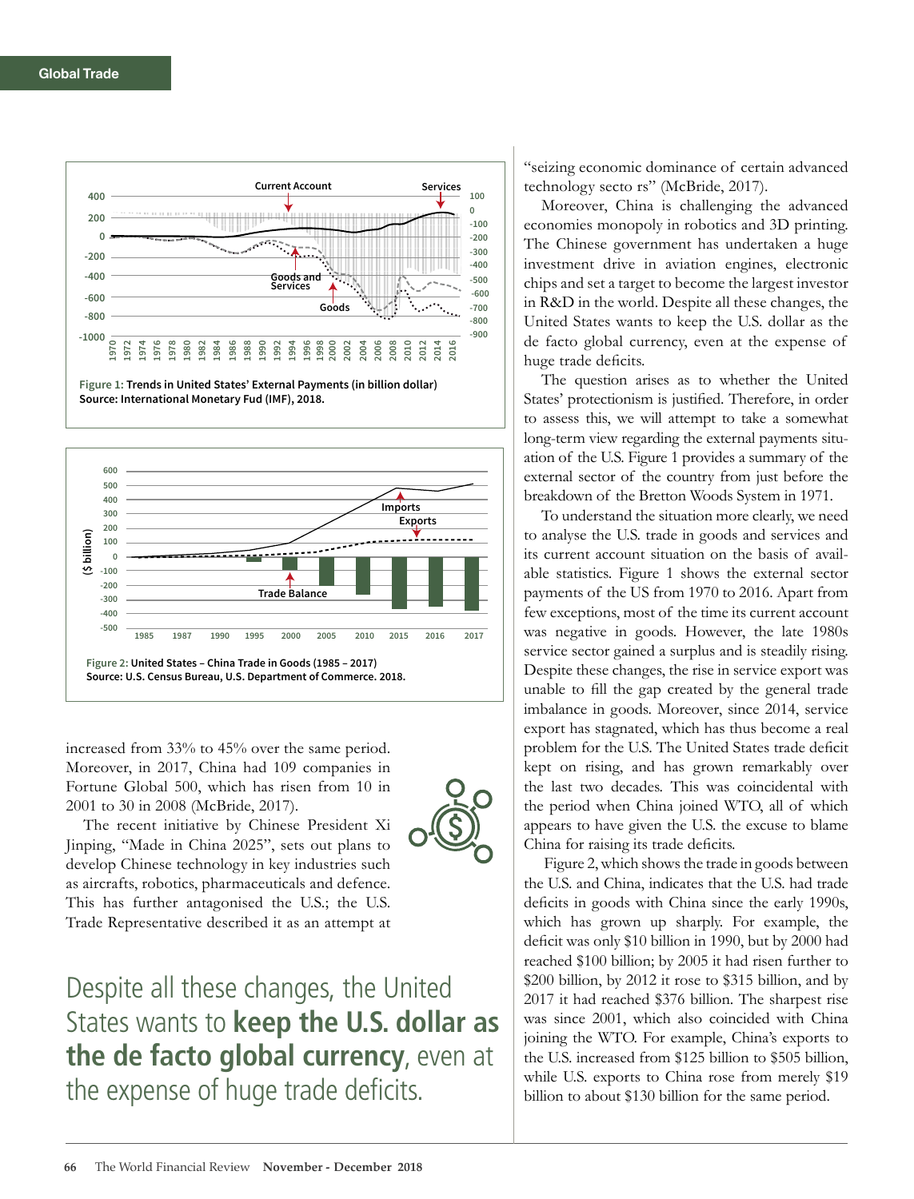Figure 1: Trends in United States' External Payments (in billion dollar)
Source: International Monetary Fud (IMF), 2018.

Figure 2: United States – China Trade in Goods (1985 – 2017)
Source: U.S. Census Bureau, U.S. Department of Commerce. 2018.

increased from 33% to 45% over the same period. Moreover, in 2017, China had 109 companies in Fortune Global 500, which has risen from 10 in 2001 to 30 in 2008 (McBride, 2017).

The recent initiative by Chinese President Xi Jinping, "Made in China 2025", sets out plans to develop Chinese technology in key industries such as aircrafts, robotics, pharmaceuticals and defence. This has further antagonised the U.S.; the U.S. Trade Representative described it as an attempt at "seizing economic dominance of certain advanced technology secto rs" (McBride, 2017).

> Despite all these changes, the United States wants to **keep the U.S. dollar as the de facto global currency**, even at the expense of huge trade deficits.

Moreover, China is challenging the advanced economies monopoly in robotics and 3D printing. The Chinese government has undertaken a huge investment drive in aviation engines, electronic chips and set a target to become the largest investor in R&D in the world. Despite all these changes, the United States wants to keep the U.S. dollar as the de facto global currency, even at the expense of huge trade deficits.

The question arises as to whether the United States' protectionism is justified. Therefore, in order to assess this, we will attempt to take a somewhat long-term view regarding the external payments situation of the U.S. Figure 1 provides a summary of the external sector of the country from just before the breakdown of the Bretton Woods System in 1971.

To understand the situation more clearly, we need to analyse the U.S. trade in goods and services and its current account situation on the basis of available statistics. Figure 1 shows the external sector payments of the US from 1970 to 2016. Apart from few exceptions, most of the time its current account was negative in goods. However, the late 1980s service sector gained a surplus and is steadily rising. Despite these changes, the rise in service export was unable to fill the gap created by the general trade imbalance in goods. Moreover, since 2014, service export has stagnated, which has thus become a real problem for the U.S. The United States trade deficit kept on rising, and has grown remarkably over the last two decades. This was coincidental with the period when China joined WTO, all of which appears to have given the U.S. the excuse to blame China for raising its trade deficits.

Figure 2, which shows the trade in goods between the U.S. and China, indicates that the U.S. had trade deficits in goods with China since the early 1990s, which has grown up sharply. For example, the deficit was only $10 billion in 1990, but by 2000 had reached $100 billion; by 2005 it had risen further to $200 billion, by 2012 it rose to $315 billion, and by 2017 it had reached $376 billion. The sharpest rise was since 2001, which also coincided with China joining the WTO. For example, China's exports to the U.S. increased from $125 billion to $505 billion, while U.S. exports to China rose from merely $19 billion to about $130 billion for the same period.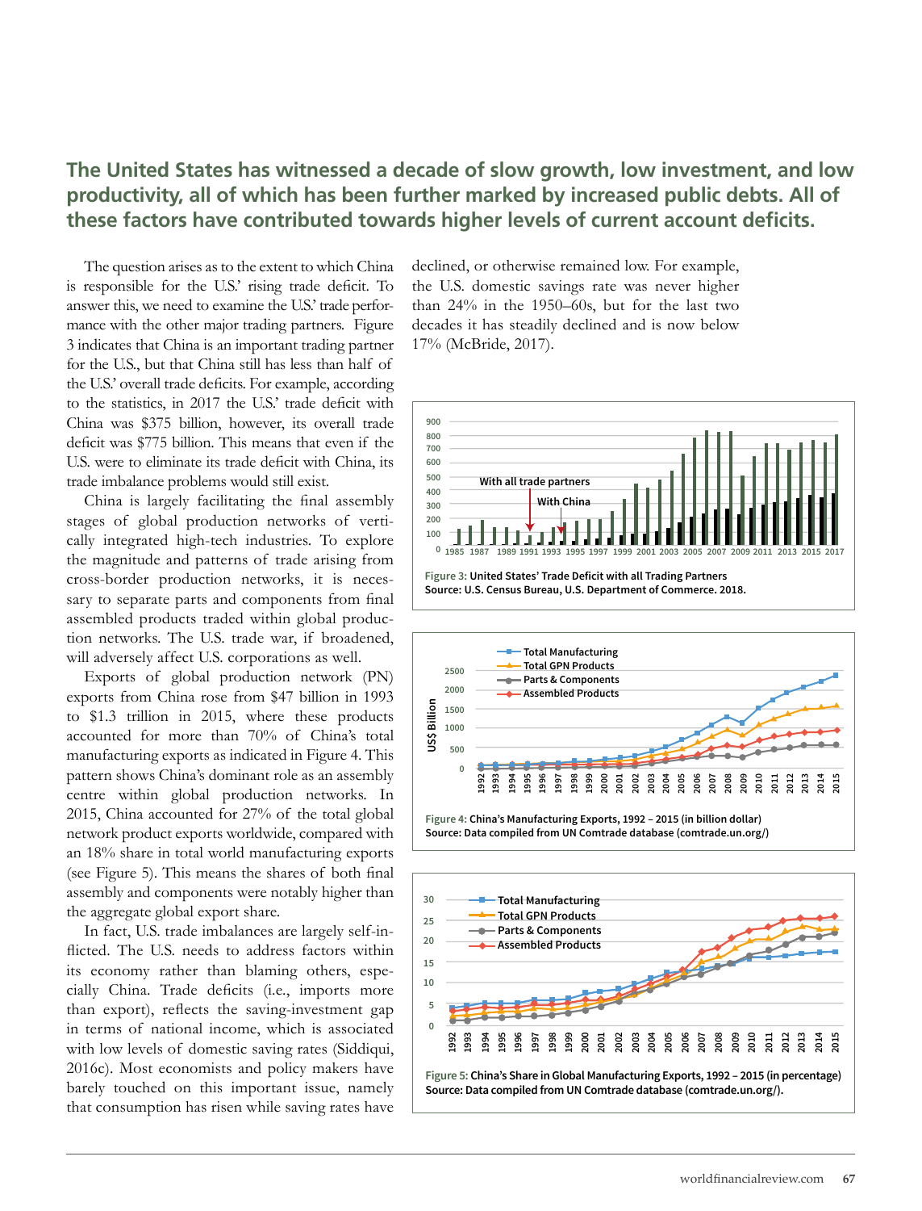## The United States has witnessed a decade of slow growth, low investment, and low productivity, all of which has been further marked by increased public debts. All of these factors have contributed towards higher levels of current account deficits.

The question arises as to the extent to which China is responsible for the U.S.' rising trade deficit. To answer this, we need to examine the U.S.' trade performance with the other major trading partners. Figure 3 indicates that China is an important trading partner for the U.S., but that China still has less than half of the U.S.' overall trade deficits. For example, according to the statistics, in 2017 the U.S.' trade deficit with China was $375 billion, however, its overall trade deficit was $775 billion. This means that even if the U.S. were to eliminate its trade deficit with China, its trade imbalance problems would still exist.

China is largely facilitating the final assembly stages of global production networks of vertically integrated high-tech industries. To explore the magnitude and patterns of trade arising from cross-border production networks, it is necessary to separate parts and components from final assembled products traded within global production networks. The U.S. trade war, if broadened, will adversely affect U.S. corporations as well.

Exports of global production network (PN) exports from China rose from $47 billion in 1993 to $1.3 trillion in 2015, where these products accounted for more than 70% of China's total manufacturing exports as indicated in Figure 4. This pattern shows China's dominant role as an assembly centre within global production networks. In 2015, China accounted for 27% of the total global network product exports worldwide, compared with an 18% share in total world manufacturing exports (see Figure 5). This means the shares of both final assembly and components were notably higher than the aggregate global export share.

In fact, U.S. trade imbalances are largely self-inflicted. The U.S. needs to address factors within its economy rather than blaming others, especially China. Trade deficits (i.e., imports more than export), reflects the saving-investment gap in terms of national income, which is associated with low levels of domestic saving rates (Siddiqui, 2016c). Most economists and policy makers have barely touched on this important issue, namely that consumption has risen while saving rates have declined, or otherwise remained low. For example, the U.S. domestic savings rate was never higher than 24% in the 1950–60s, but for the last two decades it has steadily declined and is now below 17% (McBride, 2017).

**Figure 3:** United States' Trade Deficit with all Trading Partners
Source: U.S. Census Bureau, U.S. Department of Commerce. 2018.

**Figure 4:** China's Manufacturing Exports, 1992 – 2015 (in billion dollar)
Source: Data compiled from UN Comtrade database (comtrade.un.org/)

**Figure 5:** China's Share in Global Manufacturing Exports, 1992 – 2015 (in percentage)
Source: Data compiled from UN Comtrade database (comtrade.un.org/).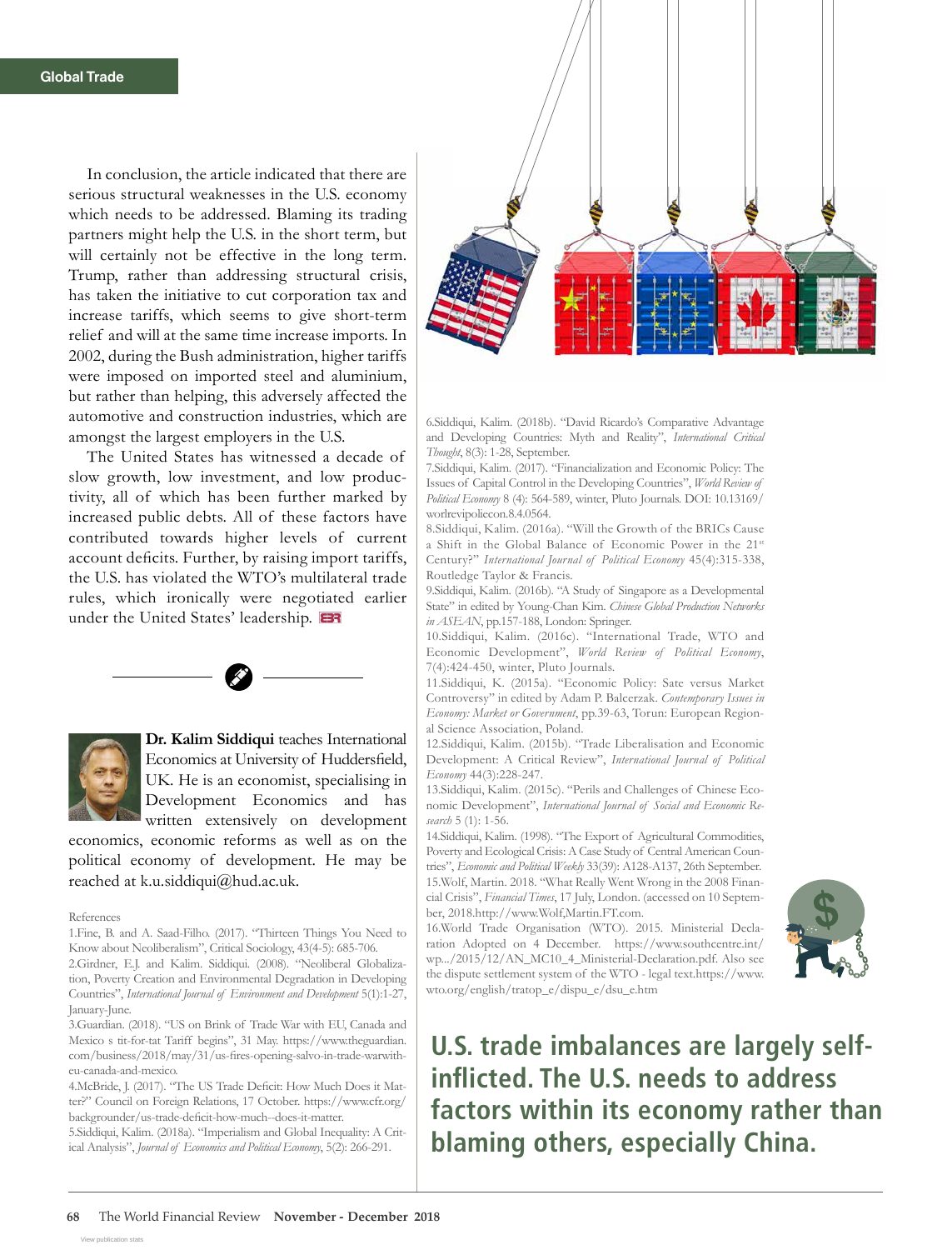In conclusion, the article indicated that there are serious structural weaknesses in the U.S. economy which needs to be addressed. Blaming its trading partners might help the U.S. in the short term, but will certainly not be effective in the long term. Trump, rather than addressing structural crisis, has taken the initiative to cut corporation tax and increase tariffs, which seems to give short-term relief and will at the same time increase imports. In 2002, during the Bush administration, higher tariffs were imposed on imported steel and aluminium, but rather than helping, this adversely affected the automotive and construction industries, which are amongst the largest employers in the U.S.

The United States has witnessed a decade of slow growth, low investment, and low productivity, all of which has been further marked by increased public debts. All of these factors have contributed towards higher levels of current account deficits. Further, by raising import tariffs, the U.S. has violated the WTO's multilateral trade rules, which ironically were negotiated earlier under the United States' leadership.

**Dr. Kalim Siddiqui** teaches International Economics at University of Huddersfield, UK. He is an economist, specialising in Development Economics and has written extensively on development economics, economic reforms as well as on the political economy of development. He may be reached at k.u.siddiqui@hud.ac.uk.

References

1.Fine, B. and A. Saad-Filho. (2017). "Thirteen Things You Need to Know about Neoliberalism", Critical Sociology, 43(4-5): 685-706.

2.Girdner, E.J. and Kalim. Siddiqui. (2008). "Neoliberal Globalization, Poverty Creation and Environmental Degradation in Developing Countries", *International Journal of Environment and Development* 5(1):1-27, January-June.

3.Guardian. (2018). "US on Brink of Trade War with EU, Canada and Mexico s tit-for-tat Tariff begins", 31 May. https://www.theguardian.com/business/2018/may/31/us-fires-opening-salvo-in-trade-warwith-eu-canada-and-mexico.

4.McBride, J. (2017). "The US Trade Deficit: How Much Does it Matter?" Council on Foreign Relations, 17 October. https://www.cfr.org/backgrounder/us-trade-deficit-how-much--does-it-matter.

5.Siddiqui, Kalim. (2018a). "Imperialism and Global Inequality: A Critical Analysis", *Journal of Economics and Political Economy*, 5(2): 266-291.

6.Siddiqui, Kalim. (2018b). "David Ricardo's Comparative Advantage and Developing Countries: Myth and Reality", *International Critical Thought*, 8(3): 1-28, September.

7.Siddiqui, Kalim. (2017). "Financialization and Economic Policy: The Issues of Capital Control in the Developing Countries", *World Review of Political Economy* 8 (4): 564-589, winter, Pluto Journals. DOI: 10.13169/worlrevipoliecon.8.4.0564.

8.Siddiqui, Kalim. (2016a). "Will the Growth of the BRICs Cause a Shift in the Global Balance of Economic Power in the 21st Century?" *International Journal of Political Economy* 45(4):315-338, Routledge Taylor & Francis.

9.Siddiqui, Kalim. (2016b). "A Study of Singapore as a Developmental State" in edited by Young-Chan Kim. *Chinese Global Production Networks in ASEAN*, pp.157-188, London: Springer.

10.Siddiqui, Kalim. (2016c). "International Trade, WTO and Economic Development", *World Review of Political Economy*, 7(4):424-450, winter, Pluto Journals.

11.Siddiqui, K. (2015a). "Economic Policy: Sate versus Market Controversy" in edited by Adam P. Balcerzak. *Contemporary Issues in Economy: Market or Government*, pp.39-63, Torun: European Regional Science Association, Poland.

12.Siddiqui, Kalim. (2015b). "Trade Liberalisation and Economic Development: A Critical Review", *International Journal of Political Economy* 44(3):228-247.

13.Siddiqui, Kalim. (2015c). "Perils and Challenges of Chinese Economic Development", *International Journal of Social and Economic Research* 5 (1): 1-56.

14.Siddiqui, Kalim. (1998). "The Export of Agricultural Commodities, Poverty and Ecological Crisis: A Case Study of Central American Countries", *Economic and Political Weekly* 33(39): A128-A137, 26th September.

15.Wolf, Martin. 2018. "What Really Went Wrong in the 2008 Financial Crisis", *Financial Times*, 17 July, London. (accessed on 10 September, 2018.http://www.Wolf,Martin.FT.com.

16.World Trade Organisation (WTO). 2015. Ministerial Declaration Adopted on 4 December. https://www.southcentre.int/wp.../2015/12/AN_MC10_4_Ministerial-Declaration.pdf. Also see the dispute settlement system of the WTO - legal text.https://www.wto.org/english/tratop_e/dispu_e/dsu_e.htm

**U.S. trade imbalances are largely self-inflicted. The U.S. needs to address factors within its economy rather than blaming others, especially China.**